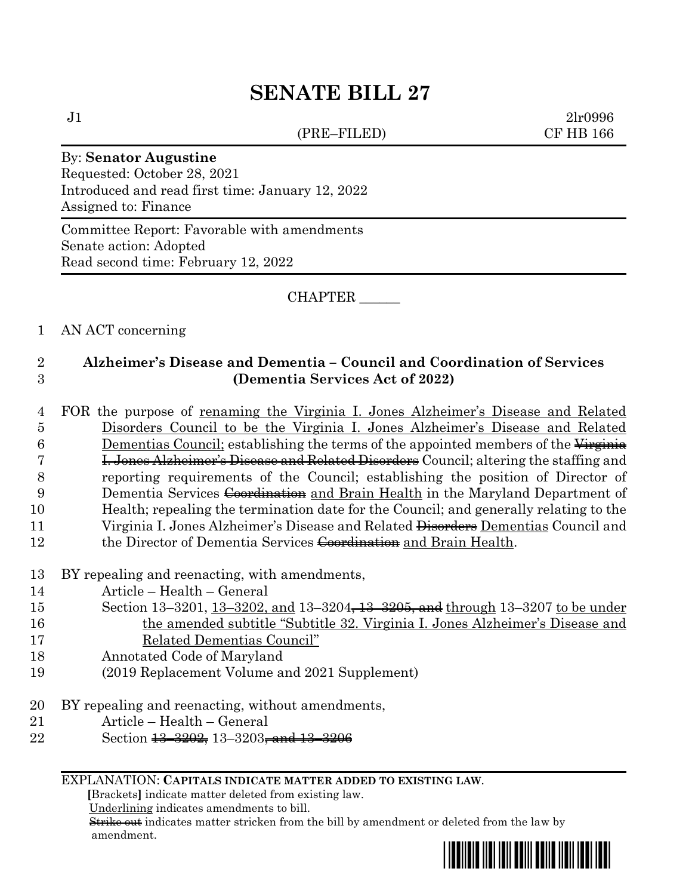# SENATE BILL 27

J1 2lr0996
(PRE–FILED) CF HB 166

By: **Senator Augustine**
Requested: October 28, 2021
Introduced and read first time: January 12, 2022
Assigned to: Finance

Committee Report: Favorable with amendments
Senate action: Adopted
Read second time: February 12, 2022

CHAPTER ______

1 AN ACT concerning

2 **Alzheimer's Disease and Dementia – Council and Coordination of Services**
3 **(Dementia Services Act of 2022)**

4 FOR the purpose of renaming the Virginia I. Jones Alzheimer's Disease and Related
5 Disorders Council to be the Virginia I. Jones Alzheimer's Disease and Related
6 Dementias Council; establishing the terms of the appointed members of the ~~Virginia~~
7 ~~I. Jones Alzheimer's Disease and Related Disorders~~ Council; altering the staffing and
8 reporting requirements of the Council; establishing the position of Director of
9 Dementia Services ~~Coordination~~ and Brain Health in the Maryland Department of
10 Health; repealing the termination date for the Council; and generally relating to the
11 Virginia I. Jones Alzheimer's Disease and Related ~~Disorders~~ Dementias Council and
12 the Director of Dementia Services ~~Coordination~~ and Brain Health.

13 BY repealing and reenacting, with amendments,
14 Article – Health – General
15 Section 13–3201, 13–3202, and 13–3204~~, 13–3205, and~~ through 13–3207 to be under
16 the amended subtitle "Subtitle 32. Virginia I. Jones Alzheimer's Disease and
17 Related Dementias Council"
18 Annotated Code of Maryland
19 (2019 Replacement Volume and 2021 Supplement)

20 BY repealing and reenacting, without amendments,
21 Article – Health – General
22 Section ~~13–3202,~~ 13–3203~~, and 13–3206~~

EXPLANATION: **CAPITALS INDICATE MATTER ADDED TO EXISTING LAW.**
**[**Brackets**]** indicate matter deleted from existing law.
Underlining indicates amendments to bill.
~~Strike out~~ indicates matter stricken from the bill by amendment or deleted from the law by amendment.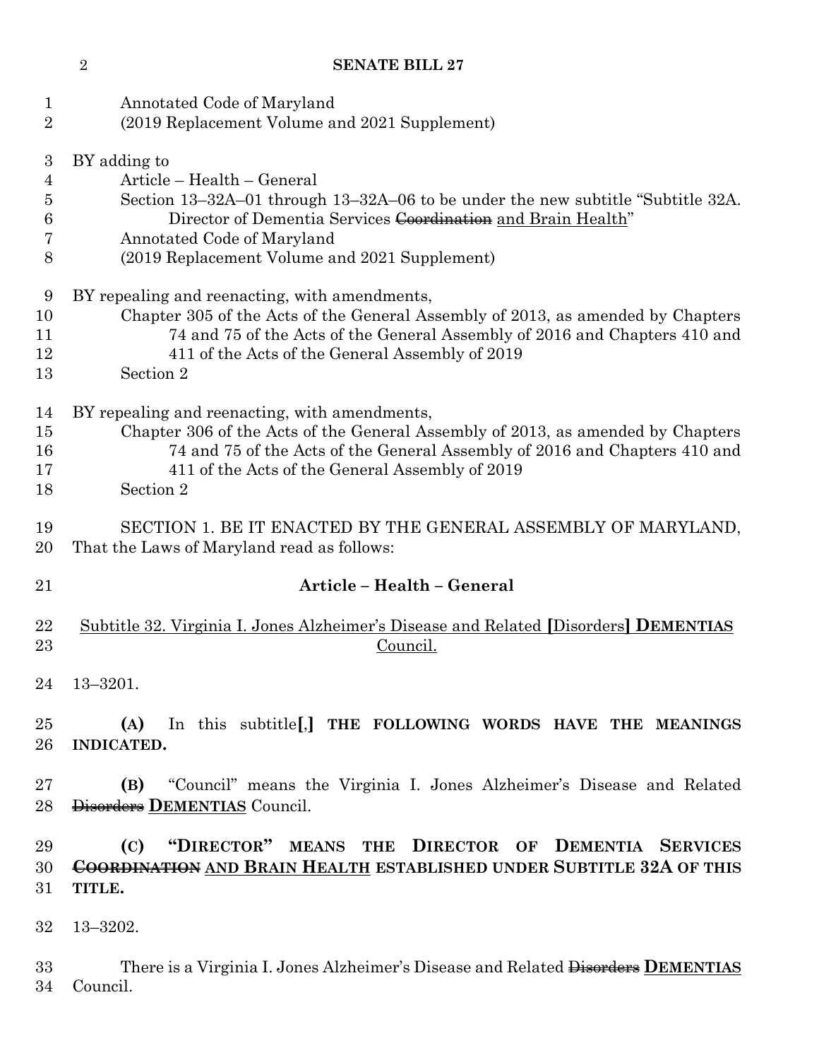Annotated Code of Maryland
(2019 Replacement Volume and 2021 Supplement)

BY adding to
Article – Health – General
Section 13–32A–01 through 13–32A–06 to be under the new subtitle "Subtitle 32A. Director of Dementia Services ~~Coordination~~ and Brain Health"
Annotated Code of Maryland
(2019 Replacement Volume and 2021 Supplement)

BY repealing and reenacting, with amendments,
Chapter 305 of the Acts of the General Assembly of 2013, as amended by Chapters 74 and 75 of the Acts of the General Assembly of 2016 and Chapters 410 and 411 of the Acts of the General Assembly of 2019
Section 2

BY repealing and reenacting, with amendments,
Chapter 306 of the Acts of the General Assembly of 2013, as amended by Chapters 74 and 75 of the Acts of the General Assembly of 2016 and Chapters 410 and 411 of the Acts of the General Assembly of 2019
Section 2

SECTION 1. BE IT ENACTED BY THE GENERAL ASSEMBLY OF MARYLAND, That the Laws of Maryland read as follows:

**Article – Health – General**

Subtitle 32. Virginia I. Jones Alzheimer's Disease and Related **[**Disorders**] DEMENTIAS** Council.

13–3201.

**(A)** In this subtitle**[**,**] THE FOLLOWING WORDS HAVE THE MEANINGS INDICATED.**

**(B)** "Council" means the Virginia I. Jones Alzheimer's Disease and Related ~~Disorders~~ **DEMENTIAS** Council.

**(C) "DIRECTOR" MEANS THE DIRECTOR OF DEMENTIA SERVICES ~~COORDINATION~~ AND BRAIN HEALTH ESTABLISHED UNDER SUBTITLE 32A OF THIS TITLE.**

13–3202.

There is a Virginia I. Jones Alzheimer's Disease and Related ~~Disorders~~ **DEMENTIAS** Council.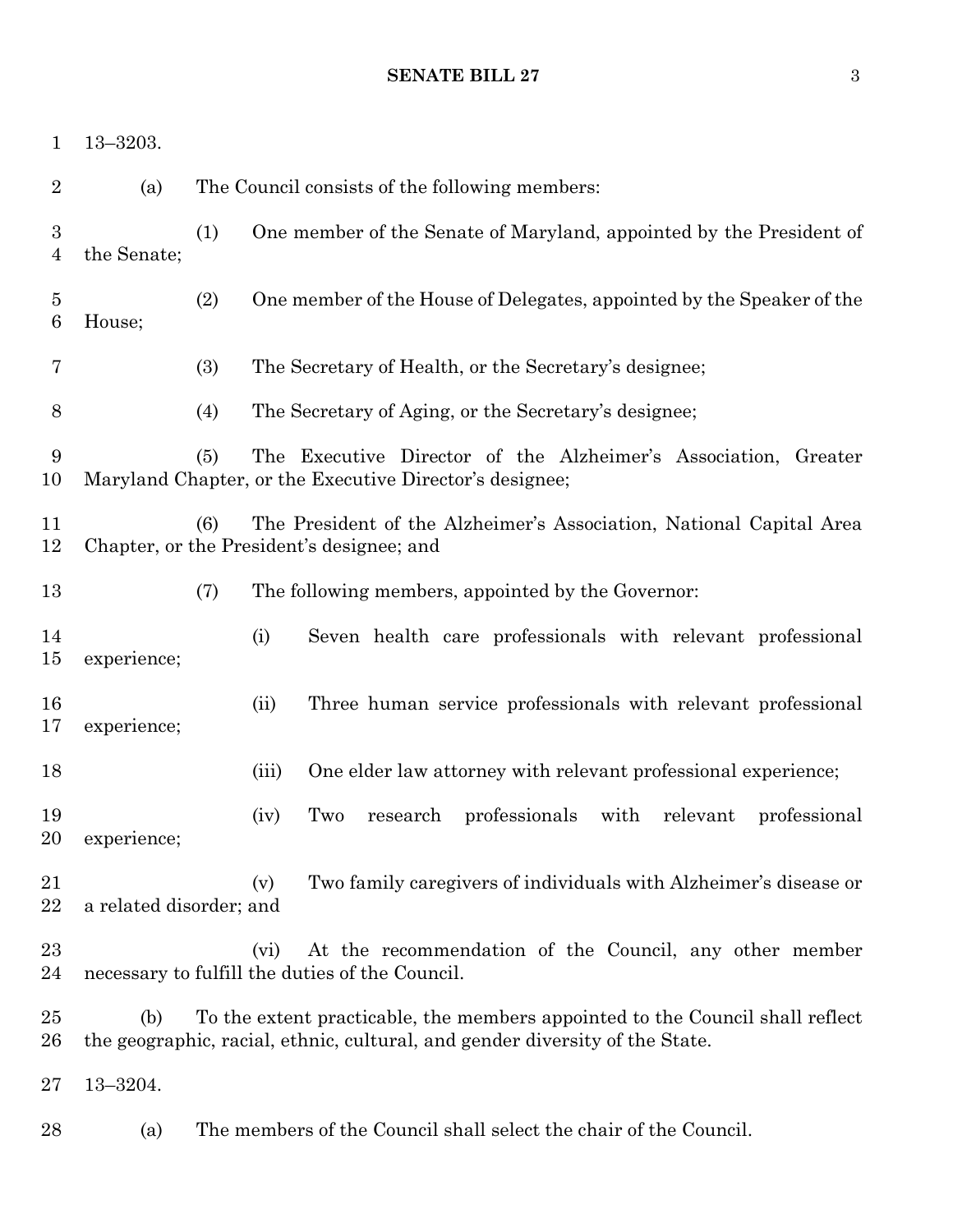13–3203.

(a) The Council consists of the following members:

(1) One member of the Senate of Maryland, appointed by the President of the Senate;

(2) One member of the House of Delegates, appointed by the Speaker of the House;

(3) The Secretary of Health, or the Secretary's designee;

(4) The Secretary of Aging, or the Secretary's designee;

(5) The Executive Director of the Alzheimer's Association, Greater Maryland Chapter, or the Executive Director's designee;

(6) The President of the Alzheimer's Association, National Capital Area Chapter, or the President's designee; and

(7) The following members, appointed by the Governor:

(i) Seven health care professionals with relevant professional experience;

(ii) Three human service professionals with relevant professional experience;

(iii) One elder law attorney with relevant professional experience;

(iv) Two research professionals with relevant professional experience;

(v) Two family caregivers of individuals with Alzheimer's disease or a related disorder; and

(vi) At the recommendation of the Council, any other member necessary to fulfill the duties of the Council.

(b) To the extent practicable, the members appointed to the Council shall reflect the geographic, racial, ethnic, cultural, and gender diversity of the State.

13–3204.

(a) The members of the Council shall select the chair of the Council.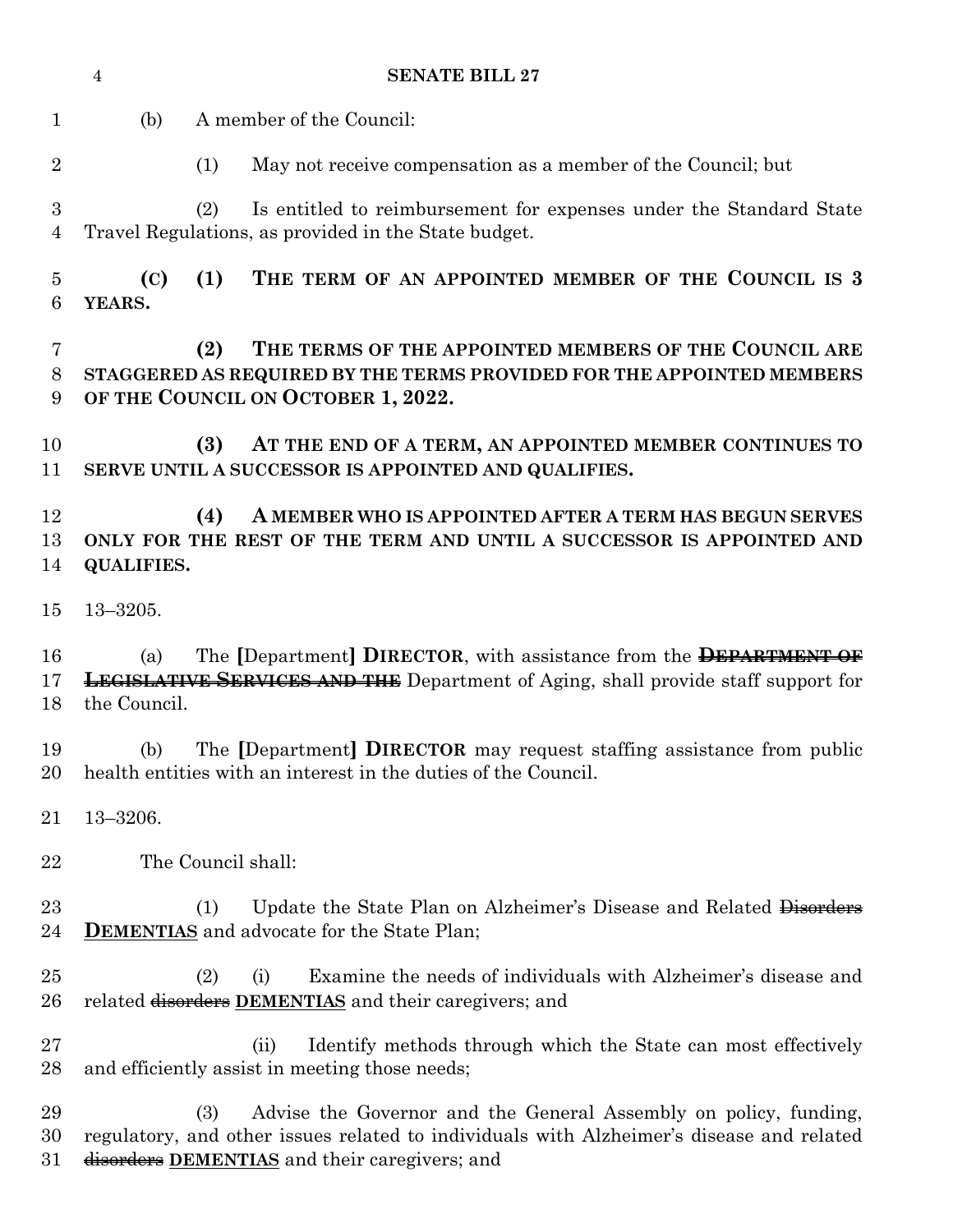(b) A member of the Council:

(1) May not receive compensation as a member of the Council; but

(2) Is entitled to reimbursement for expenses under the Standard State Travel Regulations, as provided in the State budget.

**(C) (1) THE TERM OF AN APPOINTED MEMBER OF THE COUNCIL IS 3 YEARS.**

**(2) THE TERMS OF THE APPOINTED MEMBERS OF THE COUNCIL ARE STAGGERED AS REQUIRED BY THE TERMS PROVIDED FOR THE APPOINTED MEMBERS OF THE COUNCIL ON OCTOBER 1, 2022.**

**(3) AT THE END OF A TERM, AN APPOINTED MEMBER CONTINUES TO SERVE UNTIL A SUCCESSOR IS APPOINTED AND QUALIFIES.**

**(4) A MEMBER WHO IS APPOINTED AFTER A TERM HAS BEGUN SERVES ONLY FOR THE REST OF THE TERM AND UNTIL A SUCCESSOR IS APPOINTED AND QUALIFIES.**

13–3205.

(a) The **[**Department**]** **DIRECTOR**, with assistance from the ~~**DEPARTMENT OF LEGISLATIVE SERVICES AND THE**~~ Department of Aging, shall provide staff support for the Council.

(b) The **[**Department**]** **DIRECTOR** may request staffing assistance from public health entities with an interest in the duties of the Council.

13–3206.

The Council shall:

(1) Update the State Plan on Alzheimer's Disease and Related ~~Disorders~~ **DEMENTIAS** and advocate for the State Plan;

(2) (i) Examine the needs of individuals with Alzheimer's disease and related ~~disorders~~ **DEMENTIAS** and their caregivers; and

(ii) Identify methods through which the State can most effectively and efficiently assist in meeting those needs;

(3) Advise the Governor and the General Assembly on policy, funding, regulatory, and other issues related to individuals with Alzheimer's disease and related ~~disorders~~ **DEMENTIAS** and their caregivers; and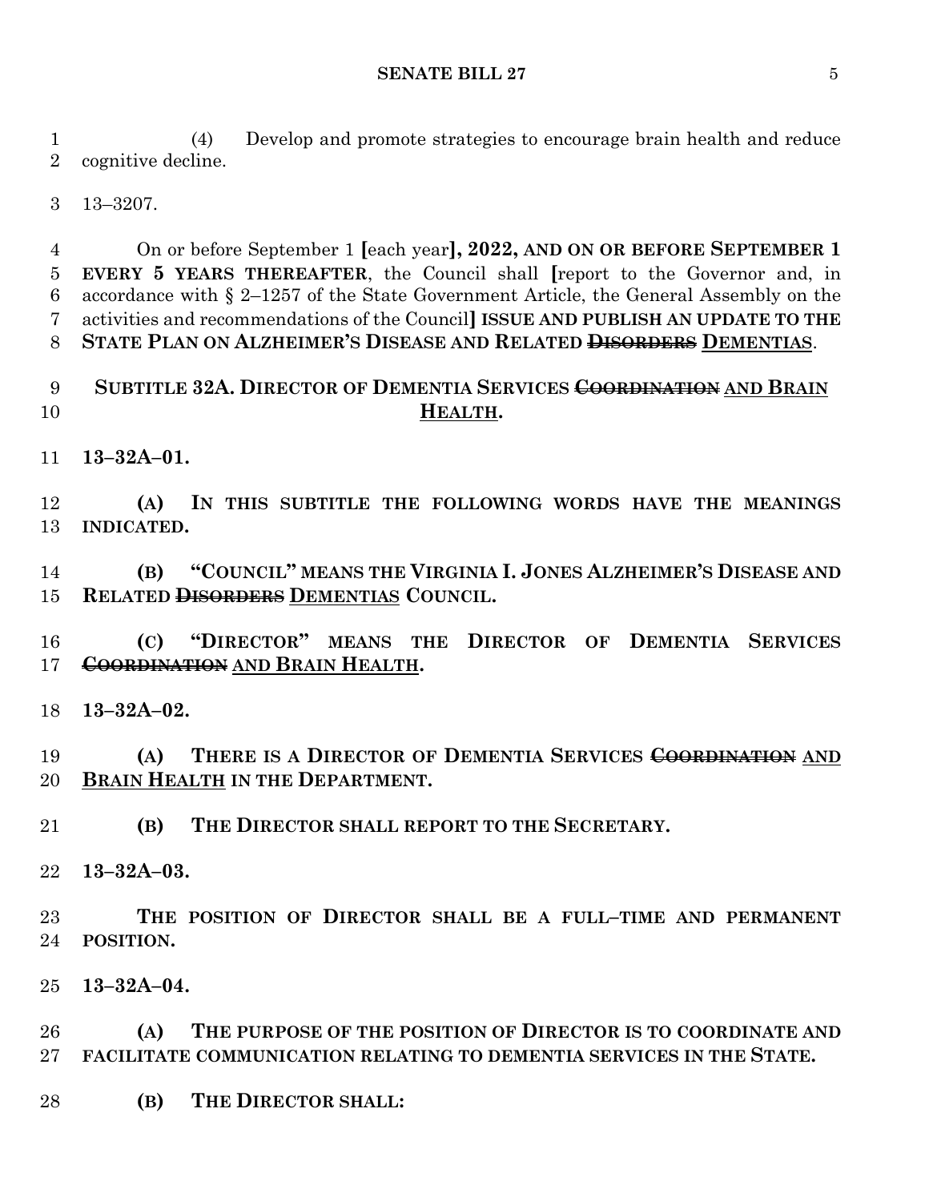(4) Develop and promote strategies to encourage brain health and reduce cognitive decline.

13–3207.

On or before September 1 [each year], **2022, AND ON OR BEFORE SEPTEMBER 1 EVERY 5 YEARS THEREAFTER**, the Council shall [report to the Governor and, in accordance with § 2–1257 of the State Government Article, the General Assembly on the activities and recommendations of the Council] **ISSUE AND PUBLISH AN UPDATE TO THE STATE PLAN ON ALZHEIMER'S DISEASE AND RELATED ~~DISORDERS~~ DEMENTIAS**.

**SUBTITLE 32A. DIRECTOR OF DEMENTIA SERVICES ~~COORDINATION~~ AND BRAIN HEALTH.**

**13–32A–01.**

**(A) IN THIS SUBTITLE THE FOLLOWING WORDS HAVE THE MEANINGS INDICATED.**

**(B) "COUNCIL" MEANS THE VIRGINIA I. JONES ALZHEIMER'S DISEASE AND RELATED ~~DISORDERS~~ DEMENTIAS COUNCIL.**

**(C) "DIRECTOR" MEANS THE DIRECTOR OF DEMENTIA SERVICES ~~COORDINATION~~ AND BRAIN HEALTH.**

**13–32A–02.**

**(A) THERE IS A DIRECTOR OF DEMENTIA SERVICES ~~COORDINATION~~ AND BRAIN HEALTH IN THE DEPARTMENT.**

**(B) THE DIRECTOR SHALL REPORT TO THE SECRETARY.**

**13–32A–03.**

**THE POSITION OF DIRECTOR SHALL BE A FULL–TIME AND PERMANENT POSITION.**

**13–32A–04.**

**(A) THE PURPOSE OF THE POSITION OF DIRECTOR IS TO COORDINATE AND FACILITATE COMMUNICATION RELATING TO DEMENTIA SERVICES IN THE STATE.**

**(B) THE DIRECTOR SHALL:**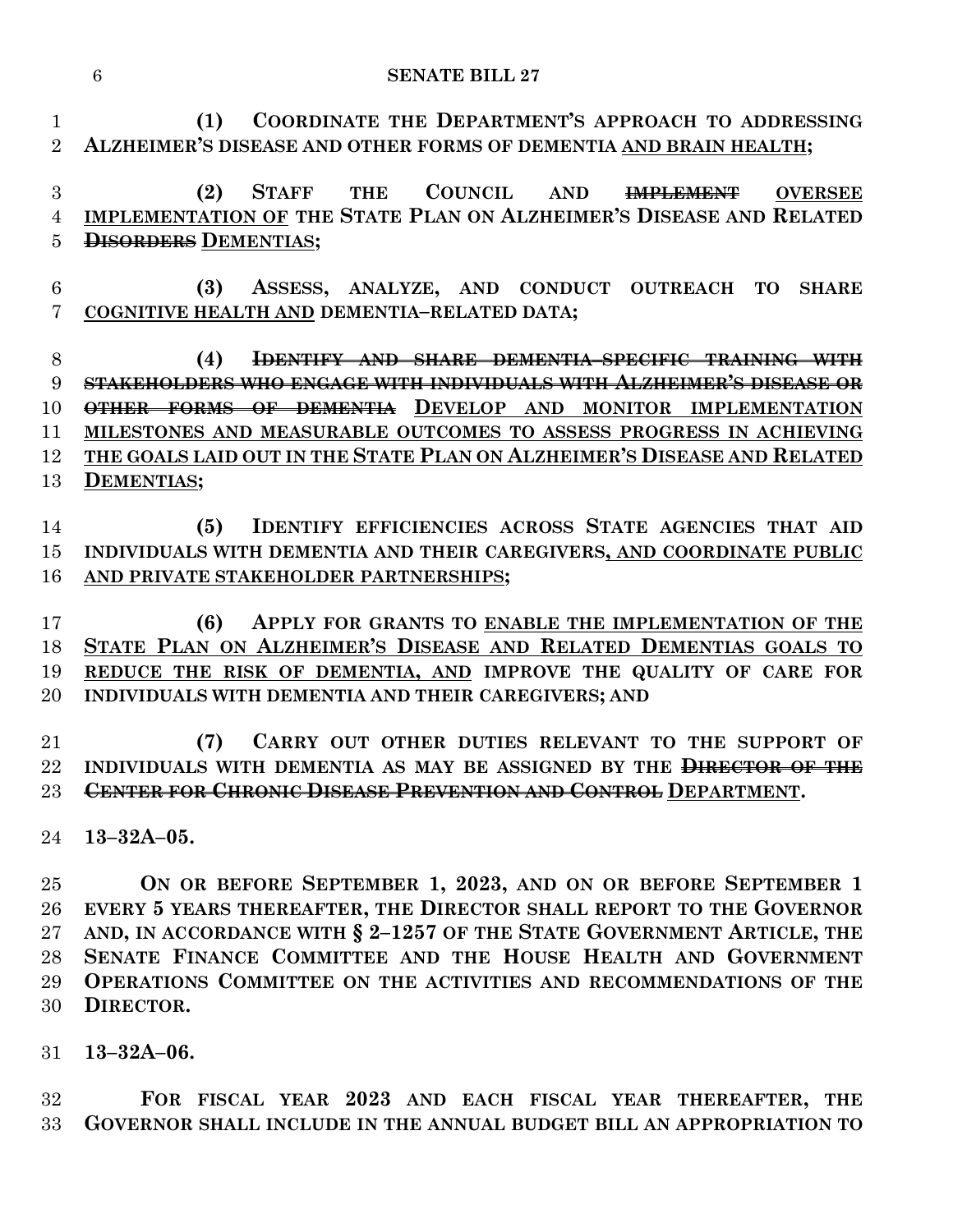**(1) COORDINATE THE DEPARTMENT'S APPROACH TO ADDRESSING ALZHEIMER'S DISEASE AND OTHER FORMS OF DEMENTIA <u>AND BRAIN HEALTH</u>;**

**(2) STAFF THE COUNCIL AND ~~IMPLEMENT~~ <u>OVERSEE IMPLEMENTATION OF</u> THE STATE PLAN ON ALZHEIMER'S DISEASE AND RELATED ~~DISORDERS~~ <u>DEMENTIAS</u>;**

**(3) ASSESS, ANALYZE, AND CONDUCT OUTREACH TO SHARE <u>COGNITIVE HEALTH AND</u> DEMENTIA–RELATED DATA;**

**(4) ~~IDENTIFY AND SHARE DEMENTIA-SPECIFIC TRAINING WITH STAKEHOLDERS WHO ENGAGE WITH INDIVIDUALS WITH ALZHEIMER'S DISEASE OR OTHER FORMS OF DEMENTIA~~ <u>DEVELOP AND MONITOR IMPLEMENTATION MILESTONES AND MEASURABLE OUTCOMES TO ASSESS PROGRESS IN ACHIEVING THE GOALS LAID OUT IN THE STATE PLAN ON ALZHEIMER'S DISEASE AND RELATED DEMENTIAS</u>;**

**(5) IDENTIFY EFFICIENCIES ACROSS STATE AGENCIES THAT AID INDIVIDUALS WITH DEMENTIA AND THEIR CAREGIVERS<u>, AND COORDINATE PUBLIC AND PRIVATE STAKEHOLDER PARTNERSHIPS</u>;**

**(6) APPLY FOR GRANTS TO <u>ENABLE THE IMPLEMENTATION OF THE STATE PLAN ON ALZHEIMER'S DISEASE AND RELATED DEMENTIAS GOALS TO REDUCE THE RISK OF DEMENTIA, AND</u> IMPROVE THE QUALITY OF CARE FOR INDIVIDUALS WITH DEMENTIA AND THEIR CAREGIVERS; AND**

**(7) CARRY OUT OTHER DUTIES RELEVANT TO THE SUPPORT OF INDIVIDUALS WITH DEMENTIA AS MAY BE ASSIGNED BY THE ~~DIRECTOR OF THE CENTER FOR CHRONIC DISEASE PREVENTION AND CONTROL~~ <u>DEPARTMENT</u>.**

**13–32A–05.**

**ON OR BEFORE SEPTEMBER 1, 2023, AND ON OR BEFORE SEPTEMBER 1 EVERY 5 YEARS THEREAFTER, THE DIRECTOR SHALL REPORT TO THE GOVERNOR AND, IN ACCORDANCE WITH § 2–1257 OF THE STATE GOVERNMENT ARTICLE, THE SENATE FINANCE COMMITTEE AND THE HOUSE HEALTH AND GOVERNMENT OPERATIONS COMMITTEE ON THE ACTIVITIES AND RECOMMENDATIONS OF THE DIRECTOR.**

**13–32A–06.**

**FOR FISCAL YEAR 2023 AND EACH FISCAL YEAR THEREAFTER, THE GOVERNOR SHALL INCLUDE IN THE ANNUAL BUDGET BILL AN APPROPRIATION TO**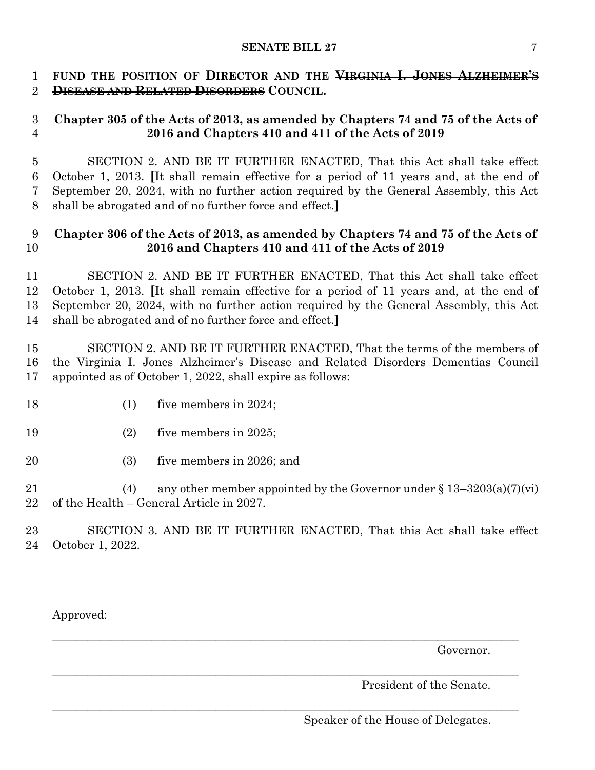**FUND THE POSITION OF DIRECTOR AND THE ~~VIRGINIA I. JONES ALZHEIMER'S DISEASE AND RELATED DISORDERS~~ COUNCIL.**

**Chapter 305 of the Acts of 2013, as amended by Chapters 74 and 75 of the Acts of 2016 and Chapters 410 and 411 of the Acts of 2019**

SECTION 2. AND BE IT FURTHER ENACTED, That this Act shall take effect October 1, 2013. **[**It shall remain effective for a period of 11 years and, at the end of September 20, 2024, with no further action required by the General Assembly, this Act shall be abrogated and of no further force and effect.**]**

**Chapter 306 of the Acts of 2013, as amended by Chapters 74 and 75 of the Acts of 2016 and Chapters 410 and 411 of the Acts of 2019**

SECTION 2. AND BE IT FURTHER ENACTED, That this Act shall take effect October 1, 2013. **[**It shall remain effective for a period of 11 years and, at the end of September 20, 2024, with no further action required by the General Assembly, this Act shall be abrogated and of no further force and effect.**]**

SECTION 2. AND BE IT FURTHER ENACTED, That the terms of the members of the Virginia I. Jones Alzheimer's Disease and Related ~~Disorders~~ <u>Dementias</u> Council appointed as of October 1, 2022, shall expire as follows:

(1) five members in 2024;

(2) five members in 2025;

(3) five members in 2026; and

(4) any other member appointed by the Governor under § 13–3203(a)(7)(vi) of the Health – General Article in 2027.

SECTION 3. AND BE IT FURTHER ENACTED, That this Act shall take effect October 1, 2022.

Approved:

\_\_\_\_\_\_\_\_\_\_\_\_\_\_\_\_\_\_\_\_\_\_\_\_\_\_\_\_\_\_\_\_\_\_\_\_\_\_\_\_\_\_\_\_\_\_\_\_\_\_\_\_\_\_\_\_

Governor.

\_\_\_\_\_\_\_\_\_\_\_\_\_\_\_\_\_\_\_\_\_\_\_\_\_\_\_\_\_\_\_\_\_\_\_\_\_\_\_\_\_\_\_\_\_\_\_\_\_\_\_\_\_\_\_\_

President of the Senate.

\_\_\_\_\_\_\_\_\_\_\_\_\_\_\_\_\_\_\_\_\_\_\_\_\_\_\_\_\_\_\_\_\_\_\_\_\_\_\_\_\_\_\_\_\_\_\_\_\_\_\_\_\_\_\_\_

Speaker of the House of Delegates.